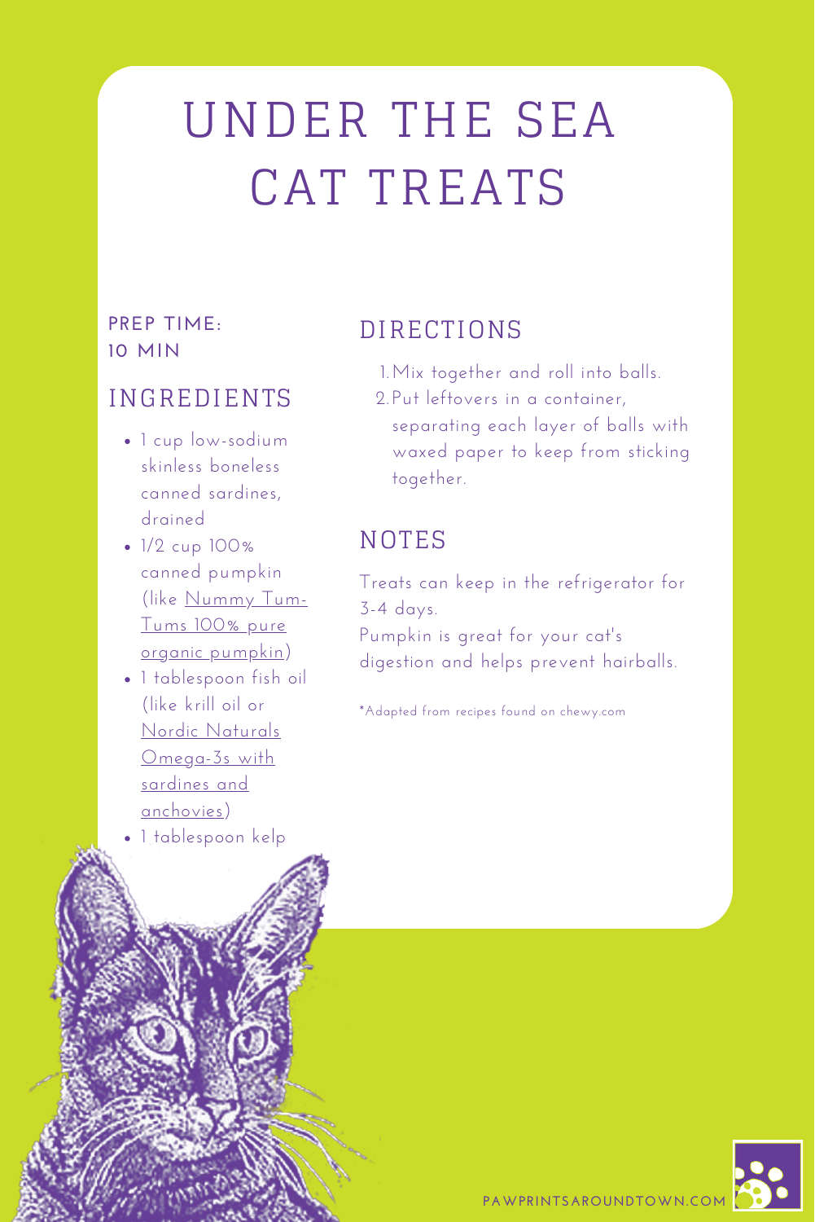# UNDER THE SEA CAT TREATS

**PREP TIME: 10 MIN**

## INGREDIENTS

- 1 cup low-sodium skinless boneless canned sardines, drained
- 1/2 cup 100% canned pumpkin (like Nummy Tum-Tums 100% pure organic pumpkin)
- 1 tablespoon fish oil (like krill oil or Nordic Naturals Omega-3s with sardines and anchovies)
- 1 tablespoon kelp

## DIRECTIONS

1. Mix together and roll into balls.
2. Put leftovers in a container, separating each layer of balls with waxed paper to keep from sticking together.

## NOTES

Treats can keep in the refrigerator for 3-4 days.
Pumpkin is great for your cat's digestion and helps prevent hairballs.

*Adapted from recipes found on chewy.com

PAWPRINTSAROUNDTOWN.COM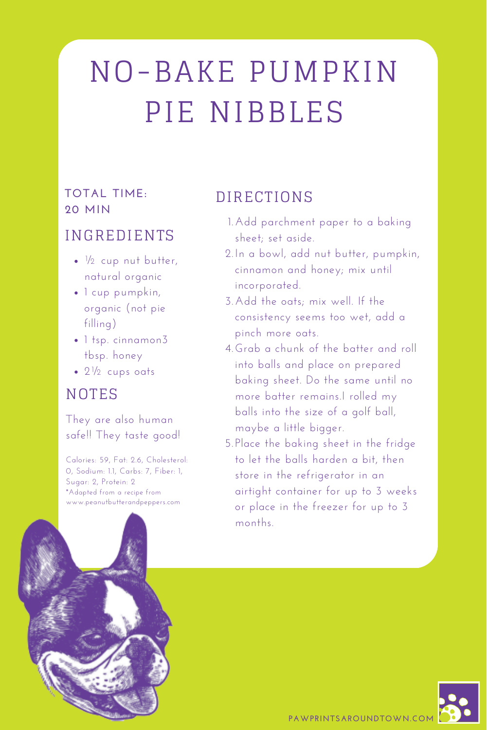# NO-BAKE PUMPKIN PIE NIBBLES

**TOTAL TIME: 20 MIN**

## INGREDIENTS

- ½ cup nut butter, natural organic
- 1 cup pumpkin, organic (not pie filling)
- 1 tsp. cinnamon3 tbsp. honey
- 2½ cups oats

## NOTES

They are also human safe!! They taste good!

Calories: 59, Fat: 2.6, Cholesterol: 0, Sodium: 1.1, Carbs: 7, Fiber: 1, Sugar: 2, Protein: 2
*Adapted from a recipe from www.peanutbutterandpeppers.com

## DIRECTIONS

1. Add parchment paper to a baking sheet; set aside.
2. In a bowl, add nut butter, pumpkin, cinnamon and honey; mix until incorporated.
3. Add the oats; mix well. If the consistency seems too wet, add a pinch more oats.
4. Grab a chunk of the batter and roll into balls and place on prepared baking sheet. Do the same until no more batter remains.I rolled my balls into the size of a golf ball, maybe a little bigger.
5. Place the baking sheet in the fridge to let the balls harden a bit, then store in the refrigerator in an airtight container for up to 3 weeks or place in the freezer for up to 3 months.

PAWPRINTSAROUNDTOWN.COM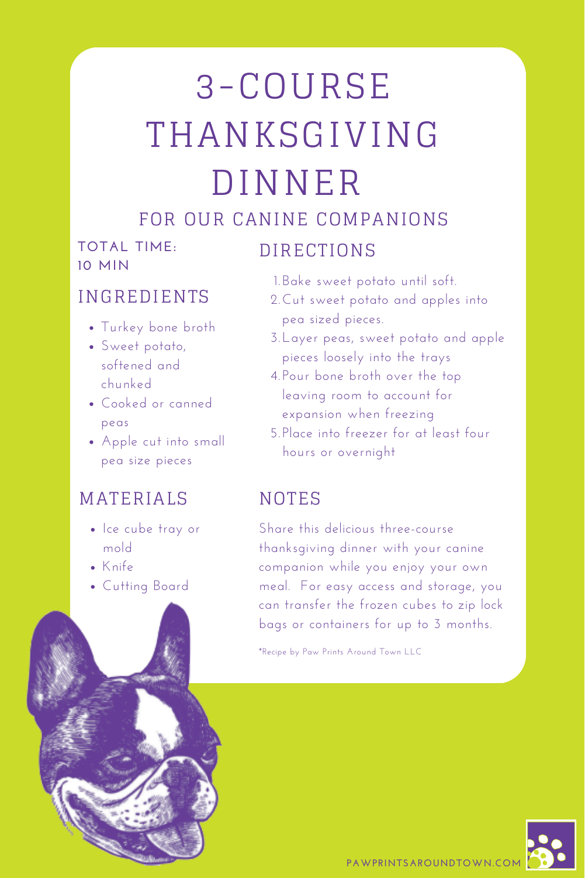# 3-COURSE THANKSGIVING DINNER

## FOR OUR CANINE COMPANIONS

**TOTAL TIME: 10 MIN**

## INGREDIENTS

- Turkey bone broth
- Sweet potato, softened and chunked
- Cooked or canned peas
- Apple cut into small pea size pieces

## MATERIALS

- Ice cube tray or mold
- Knife
- Cutting Board

## DIRECTIONS

1. Bake sweet potato until soft.
2. Cut sweet potato and apples into pea sized pieces.
3. Layer peas, sweet potato and apple pieces loosely into the trays
4. Pour bone broth over the top leaving room to account for expansion when freezing
5. Place into freezer for at least four hours or overnight

## NOTES

Share this delicious three-course thanksgiving dinner with your canine companion while you enjoy your own meal. For easy access and storage, you can transfer the frozen cubes to zip lock bags or containers for up to 3 months.

*Recipe by Paw Prints Around Town LLC

PAWPRINTSAROUNDTOWN.COM